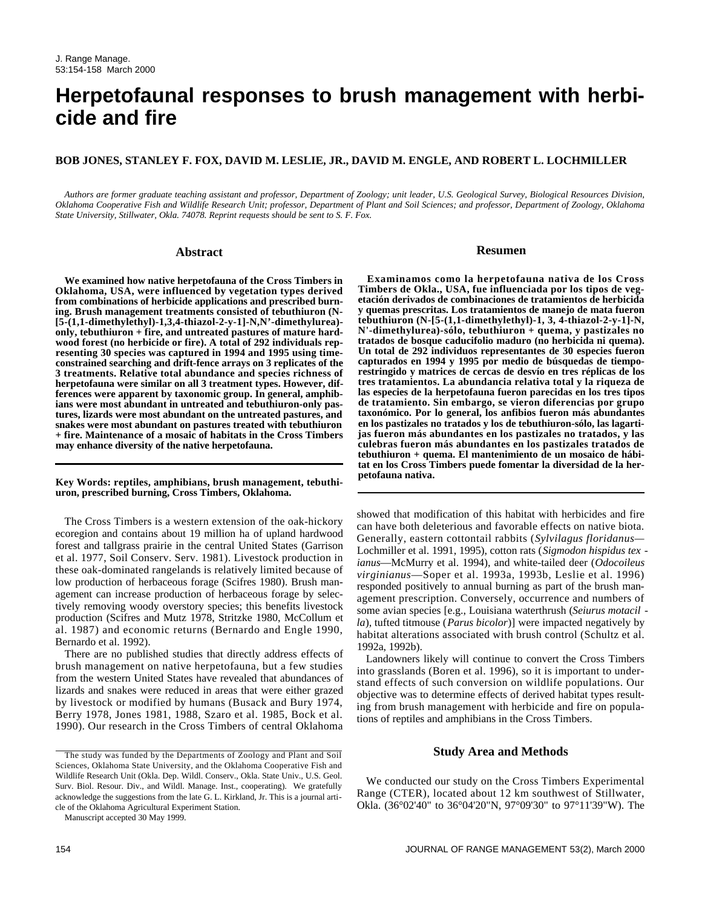J. Range Manage.
53:154-158 March 2000

# Herpetofaunal responses to brush management with herbicide and fire

**BOB JONES, STANLEY F. FOX, DAVID M. LESLIE, JR., DAVID M. ENGLE, AND ROBERT L. LOCHMILLER**

*Authors are former graduate teaching assistant and professor, Department of Zoology; unit leader, U.S. Geological Survey, Biological Resources Division, Oklahoma Cooperative Fish and Wildlife Research Unit; professor, Department of Plant and Soil Sciences; and professor, Department of Zoology, Oklahoma State University, Stillwater, Okla. 74078. Reprint requests should be sent to S. F. Fox.*

## Abstract

**We examined how native herpetofauna of the Cross Timbers in Oklahoma, USA, were influenced by vegetation types derived from combinations of herbicide applications and prescribed burning. Brush management treatments consisted of tebuthiuron (N-[5-(1,1-dimethylethyl)-1,3,4-thiazol-2-y-1]-N,N'-dimethylurea)-only, tebuthiuron + fire, and untreated pastures of mature hardwood forest (no herbicide or fire). A total of 292 individuals representing 30 species was captured in 1994 and 1995 using time-constrained searching and drift-fence arrays on 3 replicates of the 3 treatments. Relative total abundance and species richness of herpetofauna were similar on all 3 treatment types. However, differences were apparent by taxonomic group. In general, amphibians were most abundant in untreated and tebuthiuron-only pastures, lizards were most abundant on the untreated pastures, and snakes were most abundant on pastures treated with tebuthiuron + fire. Maintenance of a mosaic of habitats in the Cross Timbers may enhance diversity of the native herpetofauna.**

**Key Words: reptiles, amphibians, brush management, tebuthiuron, prescribed burning, Cross Timbers, Oklahoma.**

## Resumen

**Examinamos como la herpetofauna nativa de los Cross Timbers de Okla., USA, fue influenciada por los tipos de vegetación derivados de combinaciones de tratamientos de herbicida y quemas prescritas. Los tratamientos de manejo de mata fueron tebuthiuron (N-[5-(1,1-dimethylethyl)-1, 3, 4-thiazol-2-y-1]-N, N'-dimethylurea)-sólo, tebuthiuron + quema, y pastizales no tratados de bosque caducifolio maduro (no herbicida ni quema). Un total de 292 individuos representantes de 30 especies fueron capturados en 1994 y 1995 por medio de búsquedas de tiempo-restringido y matrices de cercas de desvío en tres réplicas de los tres tratamientos. La abundancia relativa total y la riqueza de las especies de la herpetofauna fueron parecidas en los tres tipos de tratamiento. Sin embargo, se vieron diferencias por grupo taxonómico. Por lo general, los anfibios fueron más abundantes en los pastizales no tratados y los de tebuthiuron-sólo, las lagartijas fueron más abundantes en los pastizales no tratados, y las culebras fueron más abundantes en los pastizales tratados de tebuthiuron + quema. El mantenimiento de un mosaico de hábitat en los Cross Timbers puede fomentar la diversidad de la herpetofauna nativa.**

The Cross Timbers is a western extension of the oak-hickory ecoregion and contains about 19 million ha of upland hardwood forest and tallgrass prairie in the central United States (Garrison et al. 1977, Soil Conserv. Serv. 1981). Livestock production in these oak-dominated rangelands is relatively limited because of low production of herbaceous forage (Scifres 1980). Brush management can increase production of herbaceous forage by selectively removing woody overstory species; this benefits livestock production (Scifres and Mutz 1978, Stritzke 1980, McCollum et al. 1987) and economic returns (Bernardo and Engle 1990, Bernardo et al. 1992).

There are no published studies that directly address effects of brush management on native herpetofauna, but a few studies from the western United States have revealed that abundances of lizards and snakes were reduced in areas that were either grazed by livestock or modified by humans (Busack and Bury 1974, Berry 1978, Jones 1981, 1988, Szaro et al. 1985, Bock et al. 1990). Our research in the Cross Timbers of central Oklahoma showed that modification of this habitat with herbicides and fire can have both deleterious and favorable effects on native biota. Generally, eastern cottontail rabbits (*Sylvilagus floridanus*—Lochmiller et al. 1991, 1995), cotton rats (*Sigmodon hispidus texianus*—McMurry et al. 1994), and white-tailed deer (*Odocoileus virginianus*—Soper et al. 1993a, 1993b, Leslie et al. 1996) responded positively to annual burning as part of the brush management prescription. Conversely, occurrence and numbers of some avian species [e.g., Louisiana waterthrush (*Seiurus motacilla*), tufted titmouse (*Parus bicolor*)] were impacted negatively by habitat alterations associated with brush control (Schultz et al. 1992a, 1992b).

Landowners likely will continue to convert the Cross Timbers into grasslands (Boren et al. 1996), so it is important to understand effects of such conversion on wildlife populations. Our objective was to determine effects of derived habitat types resulting from brush management with herbicide and fire on populations of reptiles and amphibians in the Cross Timbers.

## Study Area and Methods

We conducted our study on the Cross Timbers Experimental Range (CTER), located about 12 km southwest of Stillwater, Okla. (36°02'40" to 36°04'20"N, 97°09'30" to 97°11'39"W). The

The study was funded by the Departments of Zoology and Plant and Soil Sciences, Oklahoma State University, and the Oklahoma Cooperative Fish and Wildlife Research Unit (Okla. Dep. Wildl. Conserv., Okla. State Univ., U.S. Geol. Surv. Biol. Resour. Div., and Wildl. Manage. Inst., cooperating). We gratefully acknowledge the suggestions from the late G. L. Kirkland, Jr. This is a journal article of the Oklahoma Agricultural Experiment Station.

Manuscript accepted 30 May 1999.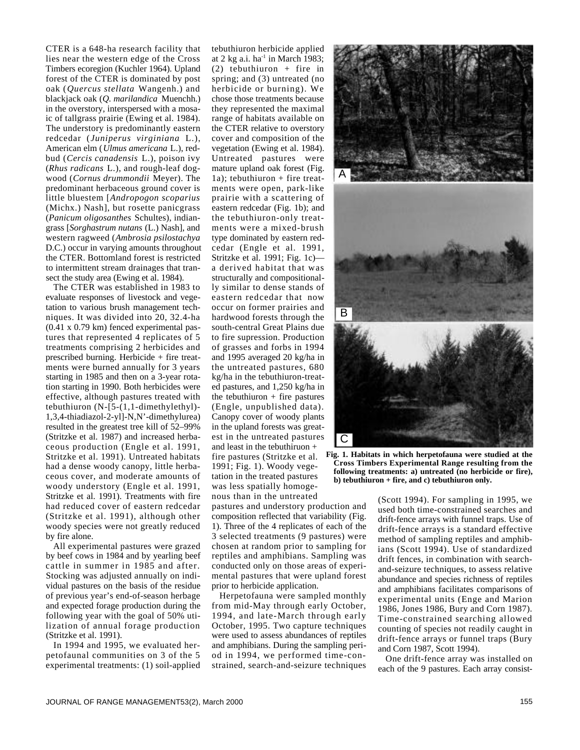CTER is a 648-ha research facility that lies near the western edge of the Cross Timbers ecoregion (Kuchler 1964). Upland forest of the CTER is dominated by post oak (*Quercus stellata* Wangenh.) and blackjack oak (*Q. marilandica* Muenchh.) in the overstory, interspersed with a mosaic of tallgrass prairie (Ewing et al. 1984). The understory is predominantly eastern redcedar (*Juniperus virginiana* L.), American elm (*Ulmus americana* L.), redbud (*Cercis canadensis* L.), poison ivy (*Rhus radicans* L.), and rough-leaf dogwood (*Cornus drummondii* Meyer). The predominant herbaceous ground cover is little bluestem [*Andropogon scoparius* (Michx.) Nash], but rosette panicgrass (*Panicum oligosanthes* Schultes), indiangrass [*Sorghastrum nutans* (L.) Nash], and western ragweed (*Ambrosia psilostachya* D.C.) occur in varying amounts throughout the CTER. Bottomland forest is restricted to intermittent stream drainages that transect the study area (Ewing et al. 1984).

The CTER was established in 1983 to evaluate responses of livestock and vegetation to various brush management techniques. It was divided into 20, 32.4-ha (0.41 x 0.79 km) fenced experimental pastures that represented 4 replicates of 5 treatments comprising 2 herbicides and prescribed burning. Herbicide + fire treatments were burned annually for 3 years starting in 1985 and then on a 3-year rotation starting in 1990. Both herbicides were effective, although pastures treated with tebuthiuron (N-[5-(1,1-dimethylethyl)-1,3,4-thiadiazol-2-yl]-N,N'-dimethylurea) resulted in the greatest tree kill of 52–99% (Stritzke et al. 1987) and increased herbaceous production (Engle et al. 1991, Stritzke et al. 1991). Untreated habitats had a dense woody canopy, little herbaceous cover, and moderate amounts of woody understory (Engle et al. 1991, Stritzke et al. 1991). Treatments with fire had reduced cover of eastern redcedar (Stritzke et al. 1991), although other woody species were not greatly reduced by fire alone.

All experimental pastures were grazed by beef cows in 1984 and by yearling beef cattle in summer in 1985 and after. Stocking was adjusted annually on individual pastures on the basis of the residue of previous year's end-of-season herbage and expected forage production during the following year with the goal of 50% utilization of annual forage production (Stritzke et al. 1991).

In 1994 and 1995, we evaluated herpetofaunal communities on 3 of the 5 experimental treatments: (1) soil-applied tebuthiuron herbicide applied at 2 kg a.i. ha$^{-1}$ in March 1983; (2) tebuthiuron + fire in spring; and (3) untreated (no herbicide or burning). We chose those treatments because they represented the maximal range of habitats available on the CTER relative to overstory cover and composition of the vegetation (Ewing et al. 1984). Untreated pastures were mature upland oak forest (Fig. 1a); tebuthiuron + fire treatments were open, park-like prairie with a scattering of eastern redcedar (Fig. 1b); and the tebuthiuron-only treatments were a mixed-brush type dominated by eastern redcedar (Engle et al. 1991, Stritzke et al. 1991; Fig. 1c)—a derived habitat that was structurally and compositionally similar to dense stands of eastern redcedar that now occur on former prairies and hardwood forests through the south-central Great Plains due to fire supression. Production of grasses and forbs in 1994 and 1995 averaged 20 kg/ha in the untreated pastures, 680 kg/ha in the tebuthiuron-treated pastures, and 1,250 kg/ha in the tebuthiuron + fire pastures (Engle, unpublished data). Canopy cover of woody plants in the upland forests was greatest in the untreated pastures and least in the tebuthiruon + fire pastures (Stritzke et al. 1991; Fig. 1). Woody vegetation in the treated pastures was less spatially homogenous than in the untreated pastures and understory production and composition reflected that variability (Fig. 1). Three of the 4 replicates of each of the 3 selected treatments (9 pastures) were chosen at random prior to sampling for reptiles and amphibians. Sampling was conducted only on those areas of experimental pastures that were upland forest prior to herbicide application.

**Fig. 1. Habitats in which herpetofauna were studied at the Cross Timbers Experimental Range resulting from the following treatments: a) untreated (no herbicide or fire), b) tebuthiuron + fire, and c) tebuthiuron only.**

Herpetofauna were sampled monthly from mid-May through early October, 1994, and late-March through early October, 1995. Two capture techniques were used to assess abundances of reptiles and amphibians. During the sampling period in 1994, we performed time-constrained, search-and-seizure techniques (Scott 1994). For sampling in 1995, we used both time-constrained searches and drift-fence arrays with funnel traps. Use of drift-fence arrays is a standard effective method of sampling reptiles and amphibians (Scott 1994). Use of standardized drift fences, in combination with search-and-seizure techniques, to assess relative abundance and species richness of reptiles and amphibians facilitates comparisons of experimental units (Enge and Marion 1986, Jones 1986, Bury and Corn 1987). Time-constrained searching allowed counting of species not readily caught in drift-fence arrays or funnel traps (Bury and Corn 1987, Scott 1994).

One drift-fence array was installed on each of the 9 pastures. Each array consist-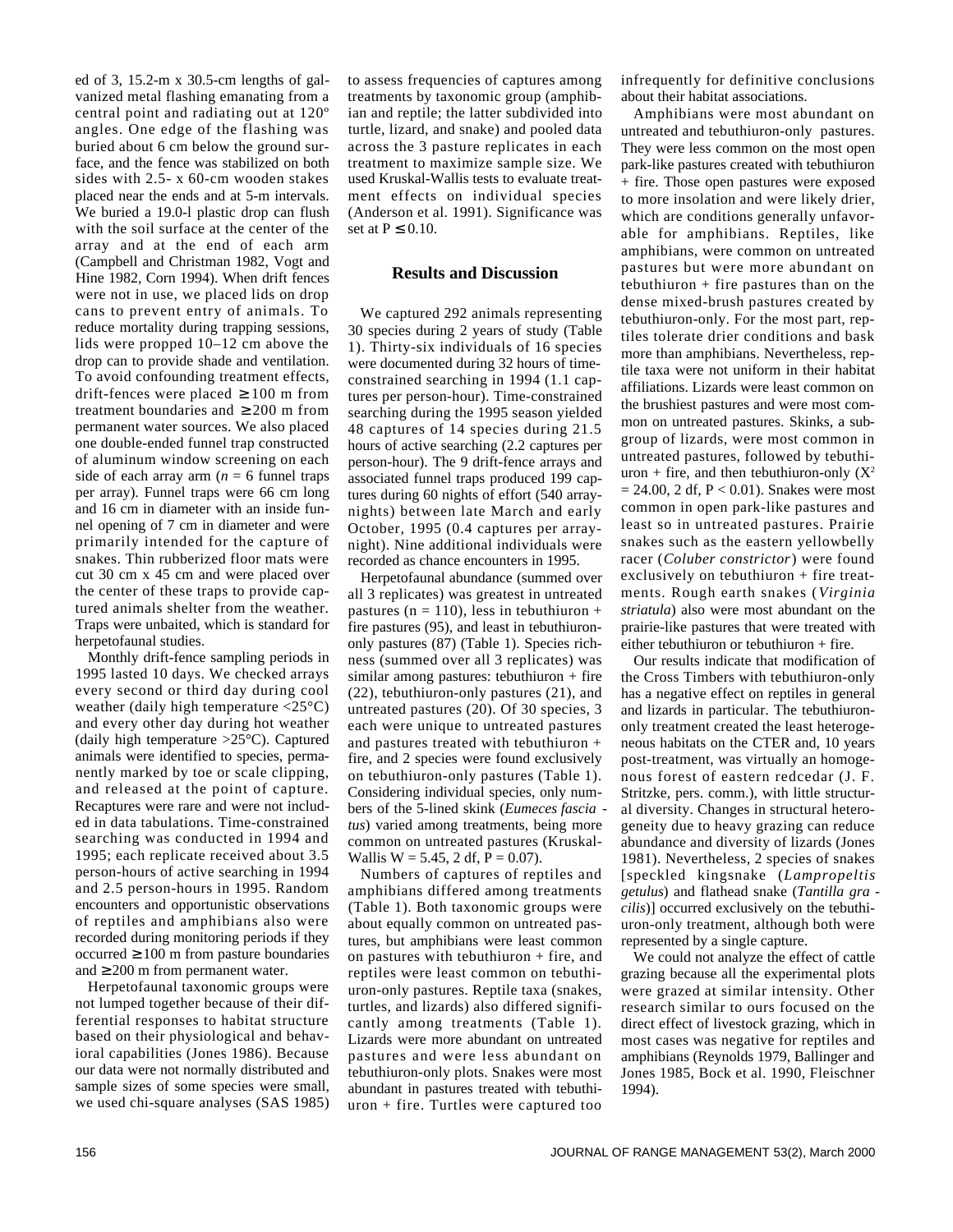ed of 3, 15.2-m x 30.5-cm lengths of galvanized metal flashing emanating from a central point and radiating out at 120º angles. One edge of the flashing was buried about 6 cm below the ground surface, and the fence was stabilized on both sides with 2.5- x 60-cm wooden stakes placed near the ends and at 5-m intervals. We buried a 19.0-l plastic drop can flush with the soil surface at the center of the array and at the end of each arm (Campbell and Christman 1982, Vogt and Hine 1982, Corn 1994). When drift fences were not in use, we placed lids on drop cans to prevent entry of animals. To reduce mortality during trapping sessions, lids were propped 10–12 cm above the drop can to provide shade and ventilation. To avoid confounding treatment effects, drift-fences were placed ≥ 100 m from treatment boundaries and ≥ 200 m from permanent water sources. We also placed one double-ended funnel trap constructed of aluminum window screening on each side of each array arm ($n$ = 6 funnel traps per array). Funnel traps were 66 cm long and 16 cm in diameter with an inside funnel opening of 7 cm in diameter and were primarily intended for the capture of snakes. Thin rubberized floor mats were cut 30 cm x 45 cm and were placed over the center of these traps to provide captured animals shelter from the weather. Traps were unbaited, which is standard for herpetofaunal studies.

Monthly drift-fence sampling periods in 1995 lasted 10 days. We checked arrays every second or third day during cool weather (daily high temperature <25°C) and every other day during hot weather (daily high temperature >25°C). Captured animals were identified to species, permanently marked by toe or scale clipping, and released at the point of capture. Recaptures were rare and were not included in data tabulations. Time-constrained searching was conducted in 1994 and 1995; each replicate received about 3.5 person-hours of active searching in 1994 and 2.5 person-hours in 1995. Random encounters and opportunistic observations of reptiles and amphibians also were recorded during monitoring periods if they occurred ≥ 100 m from pasture boundaries and ≥ 200 m from permanent water.

Herpetofaunal taxonomic groups were not lumped together because of their differential responses to habitat structure based on their physiological and behavioral capabilities (Jones 1986). Because our data were not normally distributed and sample sizes of some species were small, we used chi-square analyses (SAS 1985) to assess frequencies of captures among taxonomic group (amphibian and reptile; the latter subdivided into turtle, lizard, and snake) and pooled data across the 3 pasture replicates in each treatment to maximize sample size. We used Kruskal-Wallis tests to evaluate treatment effects on individual species (Anderson et al. 1991). Significance was set at $P \leq 0.10$.

## Results and Discussion

We captured 292 animals representing 30 species during 2 years of study (Table 1). Thirty-six individuals of 16 species were documented during 32 hours of time-constrained searching in 1994 (1.1 captures per person-hour). Time-constrained searching during the 1995 season yielded 48 captures of 14 species during 21.5 hours of active searching (2.2 captures per person-hour). The 9 drift-fence arrays and associated funnel traps produced 199 captures during 60 nights of effort (540 array-nights) between late March and early October, 1995 (0.4 captures per array-night). Nine additional individuals were recorded as chance encounters in 1995.

Herpetofaunal abundance (summed over all 3 replicates) was greatest in untreated pastures (n = 110), less in tebuthiuron + fire pastures (95), and least in tebuthiuron-only pastures (87) (Table 1). Species richness (summed over all 3 replicates) was similar among pastures: tebuthiuron + fire (22), tebuthiuron-only pastures (21), and untreated pastures (20). Of 30 species, 3 each were unique to untreated pastures and pastures treated with tebuthiuron + fire, and 2 species were found exclusively on tebuthiuron-only pastures (Table 1). Considering individual species, only numbers of the 5-lined skink (*Eumeces fasciatus*) varied among treatments, being more common on untreated pastures (Kruskal-Wallis W = 5.45, 2 df, $P = 0.07$).

Numbers of captures of reptiles and amphibians differed among treatments (Table 1). Both taxonomic groups were about equally common on untreated pastures, but amphibians were least common on pastures with tebuthiuron + fire, and reptiles were least common on tebuthiuron-only pastures. Reptile taxa (snakes, turtles, and lizards) also differed significantly among treatments (Table 1). Lizards were more abundant on untreated pastures and were less abundant on tebuthiuron-only plots. Snakes were most abundant in pastures treated with tebuthiuron + fire. Turtles were captured too infrequently for definitive conclusions about their habitat associations.

Amphibians were most abundant on untreated and tebuthiuron-only pastures. They were less common on the most open park-like pastures created with tebuthiuron + fire. Those open pastures were exposed to more insolation and were likely drier, which are conditions generally unfavorable for amphibians. Reptiles, like amphibians, were common on untreated pastures but were more abundant on tebuthiuron + fire pastures than on the dense mixed-brush pastures created by tebuthiuron-only. For the most part, reptiles tolerate drier conditions and bask more than amphibians. Nevertheless, reptile taxa were not uniform in their habitat affiliations. Lizards were least common on the brushiest pastures and were most common on untreated pastures. Skinks, a subgroup of lizards, were most common in untreated pastures, followed by tebuthiuron + fire, and then tebuthiuron-only ($X^2 = 24.00$, 2 df, $P < 0.01$). Snakes were most common in open park-like pastures and least so in untreated pastures. Prairie snakes such as the eastern yellowbelly racer (*Coluber constrictor*) were found exclusively on tebuthiuron + fire treatments. Rough earth snakes (*Virginia striatula*) also were most abundant on the prairie-like pastures that were treated with either tebuthiuron or tebuthiuron + fire.

Our results indicate that modification of the Cross Timbers with tebuthiuron-only has a negative effect on reptiles in general and lizards in particular. The tebuthiuron-only treatment created the least heterogeneous habitats on the CTER and, 10 years post-treatment, was virtually an homogenous forest of eastern redcedar (J. F. Stritzke, pers. comm.), with little structural diversity. Changes in structural heterogeneity due to heavy grazing can reduce abundance and diversity of lizards (Jones 1981). Nevertheless, 2 species of snakes [speckled kingsnake (*Lampropeltis getulus*) and flathead snake (*Tantilla gracilis*)] occurred exclusively on the tebuthiuron-only treatment, although both were represented by a single capture.

We could not analyze the effect of cattle grazing because all the experimental plots were grazed at similar intensity. Other research similar to ours focused on the direct effect of livestock grazing, which in most cases was negative for reptiles and amphibians (Reynolds 1979, Ballinger and Jones 1985, Bock et al. 1990, Fleischner 1994).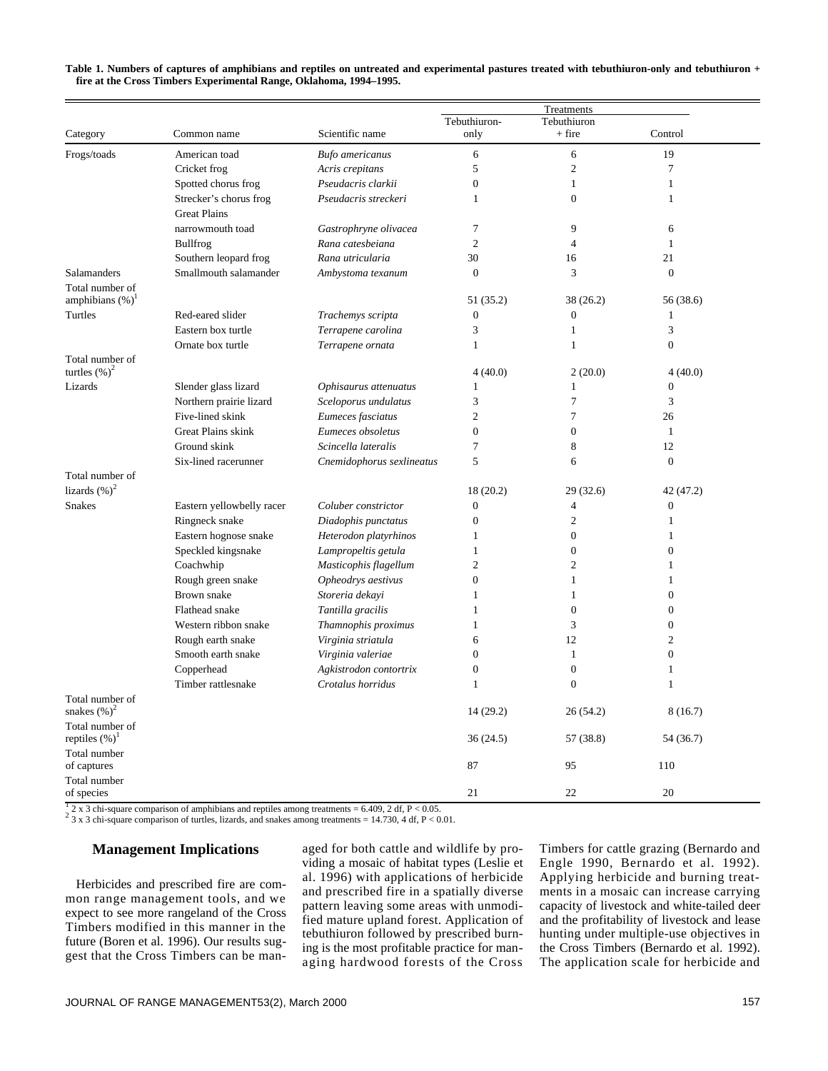**Table 1. Numbers of captures of amphibians and reptiles on untreated and experimental pastures treated with tebuthiuron-only and tebuthiuron + fire at the Cross Timbers Experimental Range, Oklahoma, 1994–1995.**

| Category | Common name | Scientific name | Treatments | | |
|---|---|---|---|---|---|
| | | | Tebuthiuron-only | Tebuthiuron + fire | Control |
| Frogs/toads | American toad | *Bufo americanus* | 6 | 6 | 19 |
| | Cricket frog | *Acris crepitans* | 5 | 2 | 7 |
| | Spotted chorus frog | *Pseudacris clarkii* | 0 | 1 | 1 |
| | Strecker's chorus frog | *Pseudacris streckeri* | 1 | 0 | 1 |
| | Great Plains narrowmouth toad | *Gastrophryne olivacea* | 7 | 9 | 6 |
| | Bullfrog | *Rana catesbeiana* | 2 | 4 | 1 |
| | Southern leopard frog | *Rana utricularia* | 30 | 16 | 21 |
| Salamanders | Smallmouth salamander | *Ambystoma texanum* | 0 | 3 | 0 |
| Total number of amphibians (%)[1] | | | 51 (35.2) | 38 (26.2) | 56 (38.6) |
| Turtles | Red-eared slider | *Trachemys scripta* | 0 | 0 | 1 |
| | Eastern box turtle | *Terrapene carolina* | 3 | 1 | 3 |
| | Ornate box turtle | *Terrapene ornata* | 1 | 1 | 0 |
| Total number of turtles (%)[2] | | | 4 (40.0) | 2 (20.0) | 4 (40.0) |
| Lizards | Slender glass lizard | *Ophisaurus attenuatus* | 1 | 1 | 0 |
| | Northern prairie lizard | *Sceloporus undulatus* | 3 | 7 | 3 |
| | Five-lined skink | *Eumeces fasciatus* | 2 | 7 | 26 |
| | Great Plains skink | *Eumeces obsoletus* | 0 | 0 | 1 |
| | Ground skink | *Scincella lateralis* | 7 | 8 | 12 |
| | Six-lined racerunner | *Cnemidophorus sexlineatus* | 5 | 6 | 0 |
| Total number of lizards (%)[2] | | | 18 (20.2) | 29 (32.6) | 42 (47.2) |
| Snakes | Eastern yellowbelly racer | *Coluber constrictor* | 0 | 4 | 0 |
| | Ringneck snake | *Diadophis punctatus* | 0 | 2 | 1 |
| | Eastern hognose snake | *Heterodon platyrhinos* | 1 | 0 | 1 |
| | Speckled kingsnake | *Lampropeltis getula* | 1 | 0 | 0 |
| | Coachwhip | *Masticophis flagellum* | 2 | 2 | 1 |
| | Rough green snake | *Opheodrys aestivus* | 0 | 1 | 1 |
| | Brown snake | *Storeria dekayi* | 1 | 1 | 0 |
| | Flathead snake | *Tantilla gracilis* | 1 | 0 | 0 |
| | Western ribbon snake | *Thamnophis proximus* | 1 | 3 | 0 |
| | Rough earth snake | *Virginia striatula* | 6 | 12 | 2 |
| | Smooth earth snake | *Virginia valeriae* | 0 | 1 | 0 |
| | Copperhead | *Agkistrodon contortrix* | 0 | 0 | 1 |
| | Timber rattlesnake | *Crotalus horridus* | 1 | 0 | 1 |
| Total number of snakes (%)[2] | | | 14 (29.2) | 26 (54.2) | 8 (16.7) |
| Total number of reptiles (%)[1] | | | 36 (24.5) | 57 (38.8) | 54 (36.7) |
| Total number of captures | | | 87 | 95 | 110 |
| Total number of species | | | 21 | 22 | 20 |

[1] 2 x 3 chi-square comparison of amphibians and reptiles among treatments = 6.409, 2 df, $P < 0.05$.
[2] 3 x 3 chi-square comparison of turtles, lizards, and snakes among treatments = 14.730, 4 df, $P < 0.01$.

## Management Implications

Herbicides and prescribed fire are common range management tools, and we expect to see more rangeland of the Cross Timbers modified in this manner in the future (Boren et al. 1996). Our results suggest that the Cross Timbers can be managed for both cattle and wildlife by providing a mosaic of habitat types (Leslie et al. 1996) with applications of herbicide and prescribed fire in a spatially diverse pattern leaving some areas with unmodified mature upland forest. Application of tebuthiuron followed by prescribed burning is the most profitable practice for managing hardwood forests of the Cross Timbers for cattle grazing (Bernardo and Engle 1990, Bernardo et al. 1992). Applying herbicide and burning treatments in a mosaic can increase carrying capacity of livestock and white-tailed deer and the profitability of livestock and lease hunting under multiple-use objectives in the Cross Timbers (Bernardo et al. 1992). The application scale for herbicide and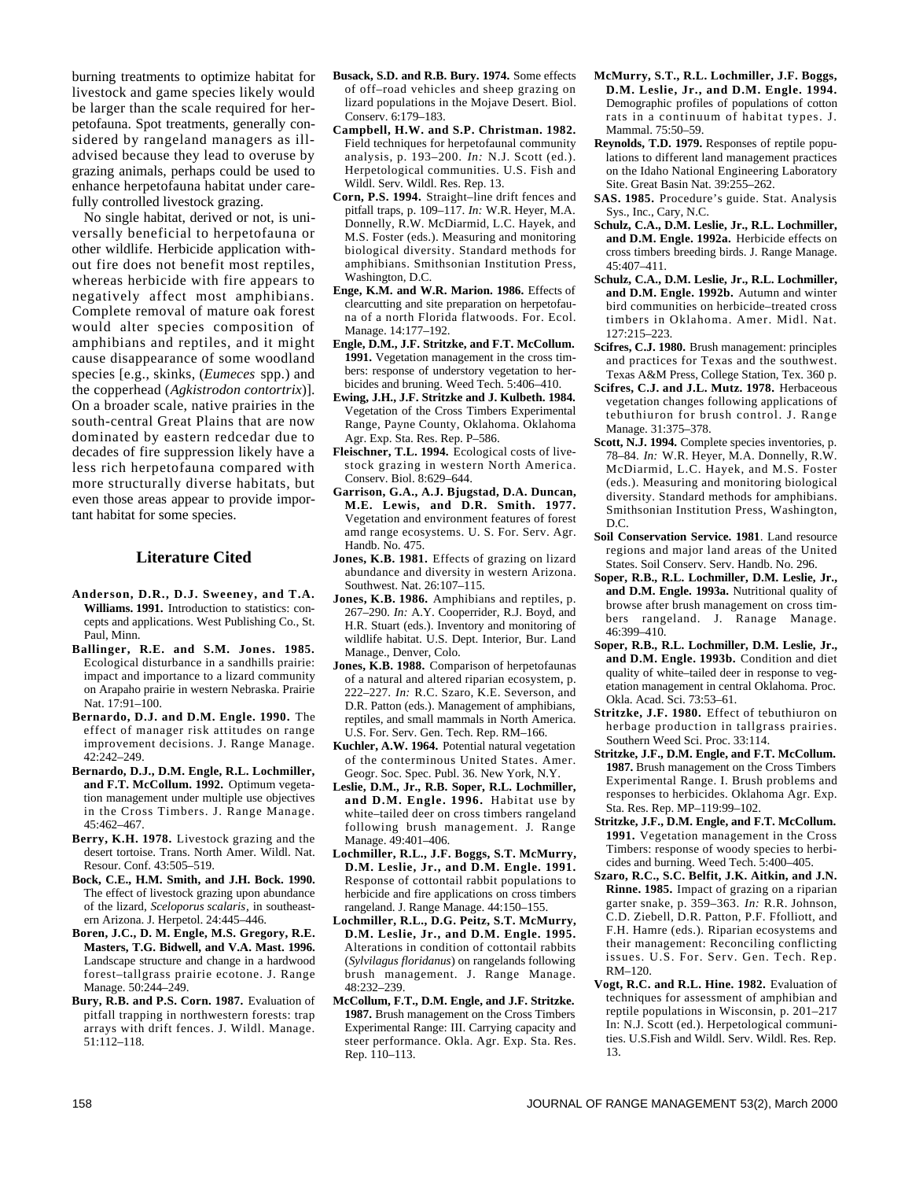burning treatments to optimize habitat for livestock and game species likely would be larger than the scale required for herpetofauna. Spot treatments, generally considered by rangeland managers as ill-advised because they lead to overuse by grazing animals, perhaps could be used to enhance herpetofauna habitat under carefully controlled livestock grazing.

No single habitat, derived or not, is universally beneficial to herpetofauna or other wildlife. Herbicide application without fire does not benefit most reptiles, whereas herbicide with fire appears to negatively affect most amphibians. Complete removal of mature oak forest would alter species composition of amphibians and reptiles, and it might cause disappearance of some woodland species [e.g., skinks, (*Eumeces* spp.) and the copperhead (*Agkistrodon contortrix*)]. On a broader scale, native prairies in the south-central Great Plains that are now dominated by eastern redcedar due to decades of fire suppression likely have a less rich herpetofauna compared with more structurally diverse habitats, but even those areas appear to provide important habitat for some species.

## Literature Cited

**Anderson, D.R., D.J. Sweeney, and T.A. Williams. 1991.** Introduction to statistics: concepts and applications. West Publishing Co., St. Paul, Minn.

**Ballinger, R.E. and S.M. Jones. 1985.** Ecological disturbance in a sandhills prairie: impact and importance to a lizard community on Arapaho prairie in western Nebraska. Prairie Nat. 17:91–100.

**Bernardo, D.J. and D.M. Engle. 1990.** The effect of manager risk attitudes on range improvement decisions. J. Range Manage. 42:242–249.

**Bernardo, D.J., D.M. Engle, R.L. Lochmiller, and F.T. McCollum. 1992.** Optimum vegetation management under multiple use objectives in the Cross Timbers. J. Range Manage. 45:462–467.

**Berry, K.H. 1978.** Livestock grazing and the desert tortoise. Trans. North Amer. Wildl. Nat. Resour. Conf. 43:505–519.

**Bock, C.E., H.M. Smith, and J.H. Bock. 1990.** The effect of livestock grazing upon abundance of the lizard, *Sceloporus scalaris*, in southeastern Arizona. J. Herpetol. 24:445–446.

**Boren, J.C., D. M. Engle, M.S. Gregory, R.E. Masters, T.G. Bidwell, and V.A. Mast. 1996.** Landscape structure and change in a hardwood forest–tallgrass prairie ecotone. J. Range Manage. 50:244–249.

**Bury, R.B. and P.S. Corn. 1987.** Evaluation of pitfall trapping in northwestern forests: trap arrays with drift fences. J. Wildl. Manage. 51:112–118.

**Busack, S.D. and R.B. Bury. 1974.** Some effects of off–road vehicles and sheep grazing on lizard populations in the Mojave Desert. Biol. Conserv. 6:179–183.

**Campbell, H.W. and S.P. Christman. 1982.** Field techniques for herpetofaunal community analysis, p. 193–200. *In:* N.J. Scott (ed.). Herpetological communities. U.S. Fish and Wildl. Serv. Wildl. Res. Rep. 13.

**Corn, P.S. 1994.** Straight–line drift fences and pitfall traps, p. 109–117. *In:* W.R. Heyer, M.A. Donnelly, R.W. McDiarmid, L.C. Hayek, and M.S. Foster (eds.). Measuring and monitoring biological diversity. Standard methods for amphibians. Smithsonian Institution Press, Washington, D.C.

**Enge, K.M. and W.R. Marion. 1986.** Effects of clearcutting and site preparation on herpetofauna of a north Florida flatwoods. For. Ecol. Manage. 14:177–192.

**Engle, D.M., J.F. Stritzke, and F.T. McCollum. 1991.** Vegetation management in the cross timbers: response of understory vegetation to herbicides and bruning. Weed Tech. 5:406–410.

**Ewing, J.H., J.F. Stritzke and J. Kulbeth. 1984.** Vegetation of the Cross Timbers Experimental Range, Payne County, Oklahoma. Oklahoma Agr. Exp. Sta. Res. Rep. P–586.

**Fleischner, T.L. 1994.** Ecological costs of livestock grazing in western North America. Conserv. Biol. 8:629–644.

**Garrison, G.A., A.J. Bjugstad, D.A. Duncan, M.E. Lewis, and D.R. Smith. 1977.** Vegetation and environment features of forest amd range ecosystems. U. S. For. Serv. Agr. Handb. No. 475.

**Jones, K.B. 1981.** Effects of grazing on lizard abundance and diversity in western Arizona. Southwest. Nat. 26:107–115.

**Jones, K.B. 1986.** Amphibians and reptiles, p. 267–290. *In:* A.Y. Cooperrider, R.J. Boyd, and H.R. Stuart (eds.). Inventory and monitoring of wildlife habitat. U.S. Dept. Interior, Bur. Land Manage., Denver, Colo.

**Jones, K.B. 1988.** Comparison of herpetofaunas of a natural and altered riparian ecosystem, p. 222–227. *In:* R.C. Szaro, K.E. Severson, and D.R. Patton (eds.). Management of amphibians, reptiles, and small mammals in North America. U.S. For. Serv. Gen. Tech. Rep. RM–166.

**Kuchler, A.W. 1964.** Potential natural vegetation of the conterminous United States. Amer. Geogr. Soc. Spec. Publ. 36. New York, N.Y.

**Leslie, D.M., Jr., R.B. Soper, R.L. Lochmiller, and D.M. Engle. 1996.** Habitat use by white–tailed deer on cross timbers rangeland following brush management. J. Range Manage. 49:401–406.

**Lochmiller, R.L., J.F. Boggs, S.T. McMurry, D.M. Leslie, Jr., and D.M. Engle. 1991.** Response of cottontail rabbit populations to herbicide and fire applications on cross timbers rangeland. J. Range Manage. 44:150–155.

**Lochmiller, R.L., D.G. Peitz, S.T. McMurry, D.M. Leslie, Jr., and D.M. Engle. 1995.** Alterations in condition of cottontail rabbits (*Sylvilagus floridanus*) on rangelands following brush management. J. Range Manage. 48:232–239.

**McCollum, F.T., D.M. Engle, and J.F. Stritzke. 1987.** Brush management on the Cross Timbers Experimental Range: III. Carrying capacity and steer performance. Okla. Agr. Exp. Sta. Res. Rep. 110–113.

**McMurry, S.T., R.L. Lochmiller, J.F. Boggs, D.M. Leslie, Jr., and D.M. Engle. 1994.** Demographic profiles of populations of cotton rats in a continuum of habitat types. J. Mammal. 75:50–59.

**Reynolds, T.D. 1979.** Responses of reptile populations to different land management practices on the Idaho National Engineering Laboratory Site. Great Basin Nat. 39:255–262.

**SAS. 1985.** Procedure's guide. Stat. Analysis Sys., Inc., Cary, N.C.

**Schulz, C.A., D.M. Leslie, Jr., R.L. Lochmiller, and D.M. Engle. 1992a.** Herbicide effects on cross timbers breeding birds. J. Range Manage. 45:407–411.

**Schulz, C.A., D.M. Leslie, Jr., R.L. Lochmiller, and D.M. Engle. 1992b.** Autumn and winter bird communities on herbicide–treated cross timbers in Oklahoma. Amer. Midl. Nat. 127:215–223.

**Scifres, C.J. 1980.** Brush management: principles and practices for Texas and the southwest. Texas A&M Press, College Station, Tex. 360 p.

**Scifres, C.J. and J.L. Mutz. 1978.** Herbaceous vegetation changes following applications of tebuthiuron for brush control. J. Range Manage. 31:375–378.

**Scott, N.J. 1994.** Complete species inventories, p. 78–84. *In:* W.R. Heyer, M.A. Donnelly, R.W. McDiarmid, L.C. Hayek, and M.S. Foster (eds.). Measuring and monitoring biological diversity. Standard methods for amphibians. Smithsonian Institution Press, Washington, D.C.

**Soil Conservation Service. 1981**. Land resource regions and major land areas of the United States. Soil Conserv. Serv. Handb. No. 296.

**Soper, R.B., R.L. Lochmiller, D.M. Leslie, Jr., and D.M. Engle. 1993a.** Nutritional quality of browse after brush management on cross timbers rangeland. J. Ranage Manage. 46:399–410.

**Soper, R.B., R.L. Lochmiller, D.M. Leslie, Jr., and D.M. Engle. 1993b.** Condition and diet quality of white–tailed deer in response to vegetation management in central Oklahoma. Proc. Okla. Acad. Sci. 73:53–61.

**Stritzke, J.F. 1980.** Effect of tebuthiuron on herbage production in tallgrass prairies. Southern Weed Sci. Proc. 33:114.

**Stritzke, J.F., D.M. Engle, and F.T. McCollum. 1987.** Brush management on the Cross Timbers Experimental Range. I. Brush problems and responses to herbicides. Oklahoma Agr. Exp. Sta. Res. Rep. MP–119:99–102.

**Stritzke, J.F., D.M. Engle, and F.T. McCollum. 1991.** Vegetation management in the Cross Timbers: response of woody species to herbicides and burning. Weed Tech. 5:400–405.

**Szaro, R.C., S.C. Belfit, J.K. Aitkin, and J.N. Rinne. 1985.** Impact of grazing on a riparian garter snake, p. 359–363. *In:* R.R. Johnson, C.D. Ziebell, D.R. Patton, P.F. Ffolliott, and F.H. Hamre (eds.). Riparian ecosystems and their management: Reconciling conflicting issues. U.S. For. Serv. Gen. Tech. Rep. RM–120.

**Vogt, R.C. and R.L. Hine. 1982.** Evaluation of techniques for assessment of amphibian and reptile populations in Wisconsin, p. 201–217 In: N.J. Scott (ed.). Herpetological communities. U.S.Fish and Wildl. Serv. Wildl. Res. Rep. 13.